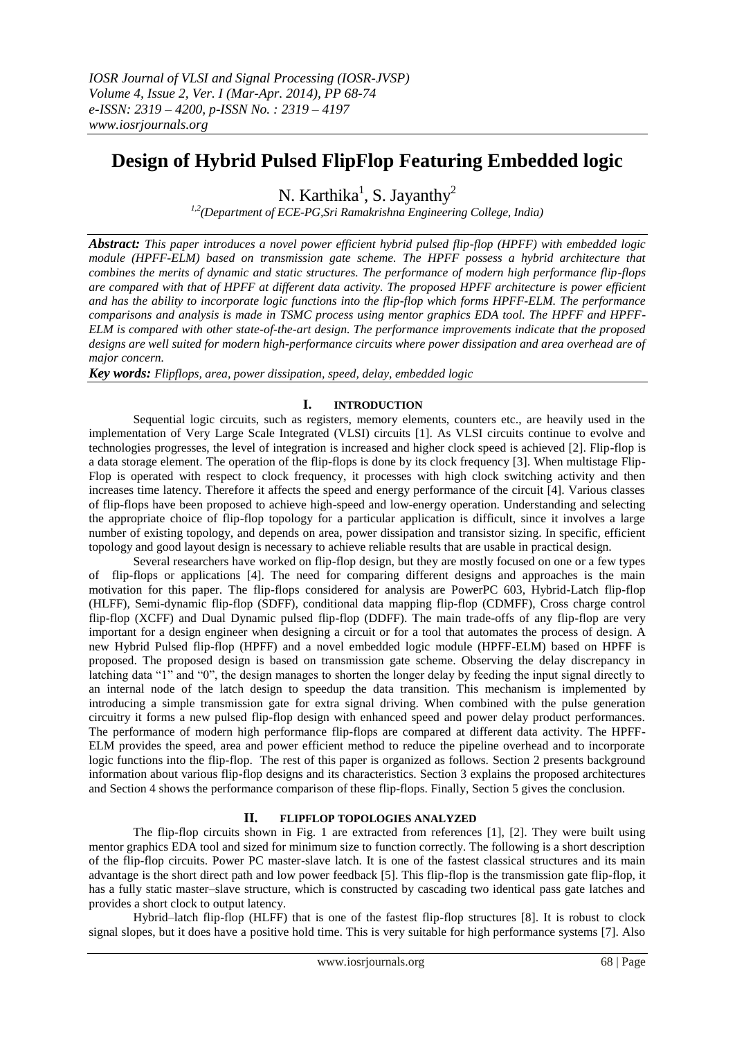# Design of Hybrid Pulsed FlipFlop Featuring Embedded logic

N. Karthika[1], S. Jayanthy[2]

[1,2](Department of ECE-PG,Sri Ramakrishna Engineering College, India)

***Abstract:*** *This paper introduces a novel power efficient hybrid pulsed flip-flop (HPFF) with embedded logic module (HPFF-ELM) based on transmission gate scheme. The HPFF possess a hybrid architecture that combines the merits of dynamic and static structures. The performance of modern high performance flip-flops are compared with that of HPFF at different data activity. The proposed HPFF architecture is power efficient and has the ability to incorporate logic functions into the flip-flop which forms HPFF-ELM. The performance comparisons and analysis is made in TSMC process using mentor graphics EDA tool. The HPFF and HPFF-ELM is compared with other state-of-the-art design. The performance improvements indicate that the proposed designs are well suited for modern high-performance circuits where power dissipation and area overhead are of major concern.*

***Key words:*** *Flipflops, area, power dissipation, speed, delay, embedded logic*

## I. INTRODUCTION

Sequential logic circuits, such as registers, memory elements, counters etc., are heavily used in the implementation of Very Large Scale Integrated (VLSI) circuits [1]. As VLSI circuits continue to evolve and technologies progresses, the level of integration is increased and higher clock speed is achieved [2]. Flip-flop is a data storage element. The operation of the flip-flops is done by its clock frequency [3]. When multistage Flip-Flop is operated with respect to clock frequency, it processes with high clock switching activity and then increases time latency. Therefore it affects the speed and energy performance of the circuit [4]. Various classes of flip-flops have been proposed to achieve high-speed and low-energy operation. Understanding and selecting the appropriate choice of flip-flop topology for a particular application is difficult, since it involves a large number of existing topology, and depends on area, power dissipation and transistor sizing. In specific, efficient topology and good layout design is necessary to achieve reliable results that are usable in practical design.

Several researchers have worked on flip-flop design, but they are mostly focused on one or a few types of flip-flops or applications [4]. The need for comparing different designs and approaches is the main motivation for this paper. The flip-flops considered for analysis are PowerPC 603, Hybrid-Latch flip-flop (HLFF), Semi-dynamic flip-flop (SDFF), conditional data mapping flip-flop (CDMFF), Cross charge control flip-flop (XCFF) and Dual Dynamic pulsed flip-flop (DDFF). The main trade-offs of any flip-flop are very important for a design engineer when designing a circuit or for a tool that automates the process of design. A new Hybrid Pulsed flip-flop (HPFF) and a novel embedded logic module (HPFF-ELM) based on HPFF is proposed. The proposed design is based on transmission gate scheme. Observing the delay discrepancy in latching data "1" and "0", the design manages to shorten the longer delay by feeding the input signal directly to an internal node of the latch design to speedup the data transition. This mechanism is implemented by introducing a simple transmission gate for extra signal driving. When combined with the pulse generation circuitry it forms a new pulsed flip-flop design with enhanced speed and power delay product performances. The performance of modern high performance flip-flops are compared at different data activity. The HPFF-ELM provides the speed, area and power efficient method to reduce the pipeline overhead and to incorporate logic functions into the flip-flop. The rest of this paper is organized as follows. Section 2 presents background information about various flip-flop designs and its characteristics. Section 3 explains the proposed architectures and Section 4 shows the performance comparison of these flip-flops. Finally, Section 5 gives the conclusion.

## II. FLIPFLOP TOPOLOGIES ANALYZED

The flip-flop circuits shown in Fig. 1 are extracted from references [1], [2]. They were built using mentor graphics EDA tool and sized for minimum size to function correctly. The following is a short description of the flip-flop circuits. Power PC master-slave latch. It is one of the fastest classical structures and its main advantage is the short direct path and low power feedback [5]. This flip-flop is the transmission gate flip-flop, it has a fully static master–slave structure, which is constructed by cascading two identical pass gate latches and provides a short clock to output latency.

Hybrid–latch flip-flop (HLFF) that is one of the fastest flip-flop structures [8]. It is robust to clock signal slopes, but it does have a positive hold time. This is very suitable for high performance systems [7]. Also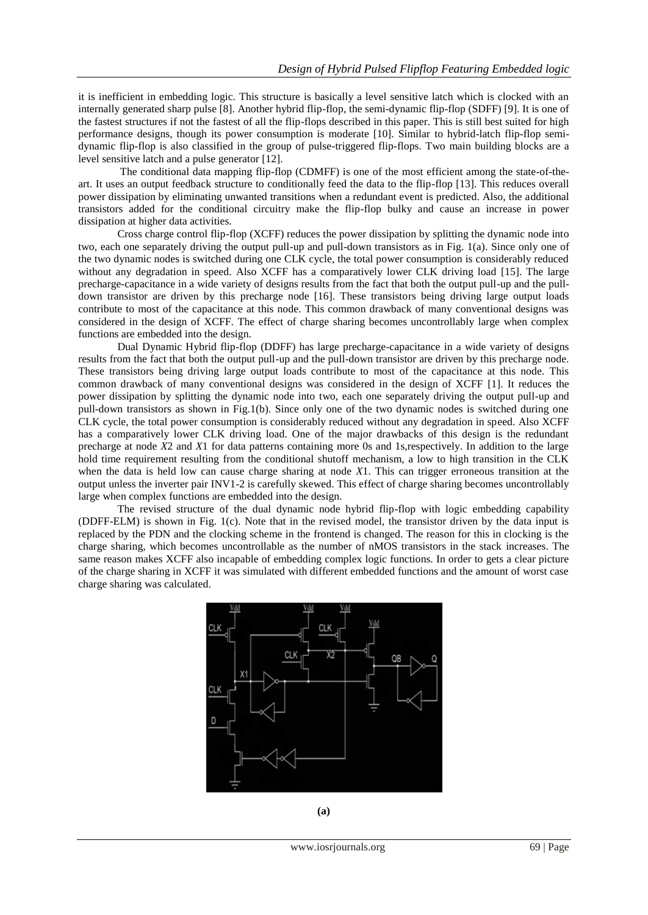it is inefficient in embedding logic. This structure is basically a level sensitive latch which is clocked with an internally generated sharp pulse [8]. Another hybrid flip-flop, the semi-dynamic flip-flop (SDFF) [9]. It is one of the fastest structures if not the fastest of all the flip-flops described in this paper. This is still best suited for high performance designs, though its power consumption is moderate [10]. Similar to hybrid-latch flip-flop semi-dynamic flip-flop is also classified in the group of pulse-triggered flip-flops. Two main building blocks are a level sensitive latch and a pulse generator [12].

The conditional data mapping flip-flop (CDMFF) is one of the most efficient among the state-of-the-art. It uses an output feedback structure to conditionally feed the data to the flip-flop [13]. This reduces overall power dissipation by eliminating unwanted transitions when a redundant event is predicted. Also, the additional transistors added for the conditional circuitry make the flip-flop bulky and cause an increase in power dissipation at higher data activities.

Cross charge control flip-flop (XCFF) reduces the power dissipation by splitting the dynamic node into two, each one separately driving the output pull-up and pull-down transistors as in Fig. 1(a). Since only one of the two dynamic nodes is switched during one CLK cycle, the total power consumption is considerably reduced without any degradation in speed. Also XCFF has a comparatively lower CLK driving load [15]. The large precharge-capacitance in a wide variety of designs results from the fact that both the output pull-up and the pull-down transistor are driven by this precharge node [16]. These transistors being driving large output loads contribute to most of the capacitance at this node. This common drawback of many conventional designs was considered in the design of XCFF. The effect of charge sharing becomes uncontrollably large when complex functions are embedded into the design.

Dual Dynamic Hybrid flip-flop (DDFF) has large precharge-capacitance in a wide variety of designs results from the fact that both the output pull-up and the pull-down transistor are driven by this precharge node. These transistors being driving large output loads contribute to most of the capacitance at this node. This common drawback of many conventional designs was considered in the design of XCFF [1]. It reduces the power dissipation by splitting the dynamic node into two, each one separately driving the output pull-up and pull-down transistors as shown in Fig.1(b). Since only one of the two dynamic nodes is switched during one CLK cycle, the total power consumption is considerably reduced without any degradation in speed. Also XCFF has a comparatively lower CLK driving load. One of the major drawbacks of this design is the redundant precharge at node $X2$ and $X1$ for data patterns containing more 0s and 1s,respectively. In addition to the large hold time requirement resulting from the conditional shutoff mechanism, a low to high transition in the CLK when the data is held low can cause charge sharing at node $X1$. This can trigger erroneous transition at the output unless the inverter pair INV1-2 is carefully skewed. This effect of charge sharing becomes uncontrollably large when complex functions are embedded into the design.

The revised structure of the dual dynamic node hybrid flip-flop with logic embedding capability (DDFF-ELM) is shown in Fig. 1(c). Note that in the revised model, the transistor driven by the data input is replaced by the PDN and the clocking scheme in the frontend is changed. The reason for this in clocking is the charge sharing, which becomes uncontrollable as the number of nMOS transistors in the stack increases. The same reason makes XCFF also incapable of embedding complex logic functions. In order to gets a clear picture of the charge sharing in XCFF it was simulated with different embedded functions and the amount of worst case charge sharing was calculated.

**(a)**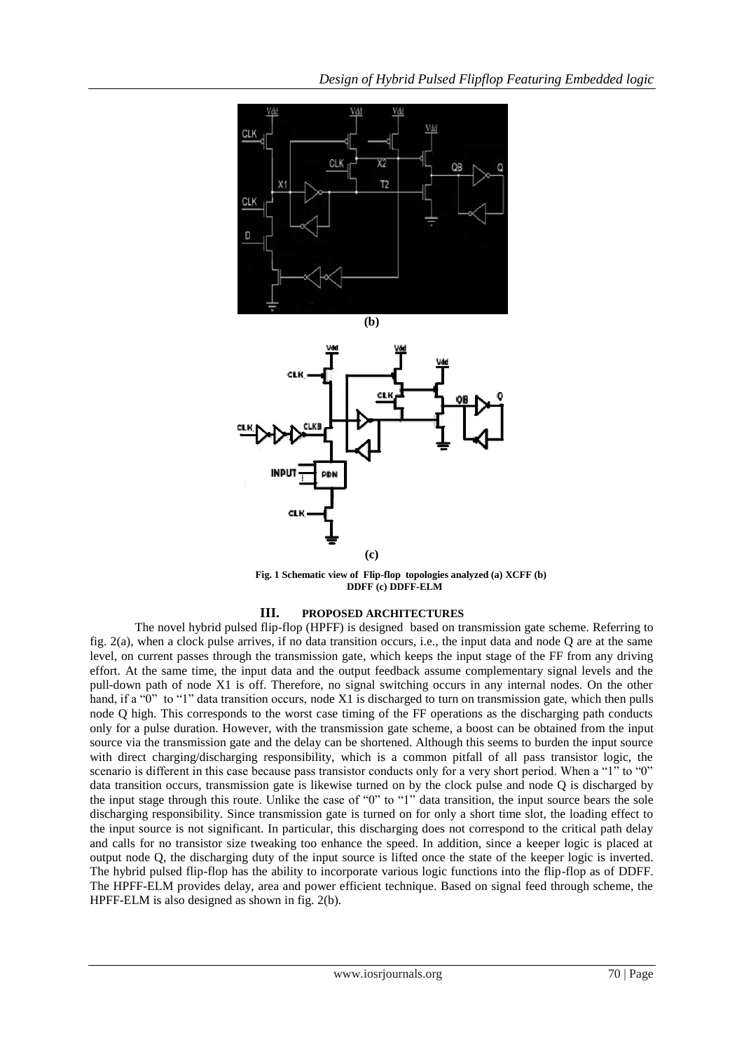(b)

(c)

**Fig. 1 Schematic view of Flip-flop topologies analyzed (a) XCFF (b) DDFF (c) DDFF-ELM**

## III. PROPOSED ARCHITECTURES

The novel hybrid pulsed flip-flop (HPFF) is designed based on transmission gate scheme. Referring to fig. 2(a), when a clock pulse arrives, if no data transition occurs, i.e., the input data and node Q are at the same level, on current passes through the transmission gate, which keeps the input stage of the FF from any driving effort. At the same time, the input data and the output feedback assume complementary signal levels and the pull-down path of node X1 is off. Therefore, no signal switching occurs in any internal nodes. On the other hand, if a "0" to "1" data transition occurs, node X1 is discharged to turn on transmission gate, which then pulls node Q high. This corresponds to the worst case timing of the FF operations as the discharging path conducts only for a pulse duration. However, with the transmission gate scheme, a boost can be obtained from the input source via the transmission gate and the delay can be shortened. Although this seems to burden the input source with direct charging/discharging responsibility, which is a common pitfall of all pass transistor logic, the scenario is different in this case because pass transistor conducts only for a very short period. When a "1" to "0" data transition occurs, transmission gate is likewise turned on by the clock pulse and node Q is discharged by the input stage through this route. Unlike the case of "0" to "1" data transition, the input source bears the sole discharging responsibility. Since transmission gate is turned on for only a short time slot, the loading effect to the input source is not significant. In particular, this discharging does not correspond to the critical path delay and calls for no transistor size tweaking too enhance the speed. In addition, since a keeper logic is placed at output node Q, the discharging duty of the input source is lifted once the state of the keeper logic is inverted. The hybrid pulsed flip-flop has the ability to incorporate various logic functions into the flip-flop as of DDFF. The HPFF-ELM provides delay, area and power efficient technique. Based on signal feed through scheme, the HPFF-ELM is also designed as shown in fig. 2(b).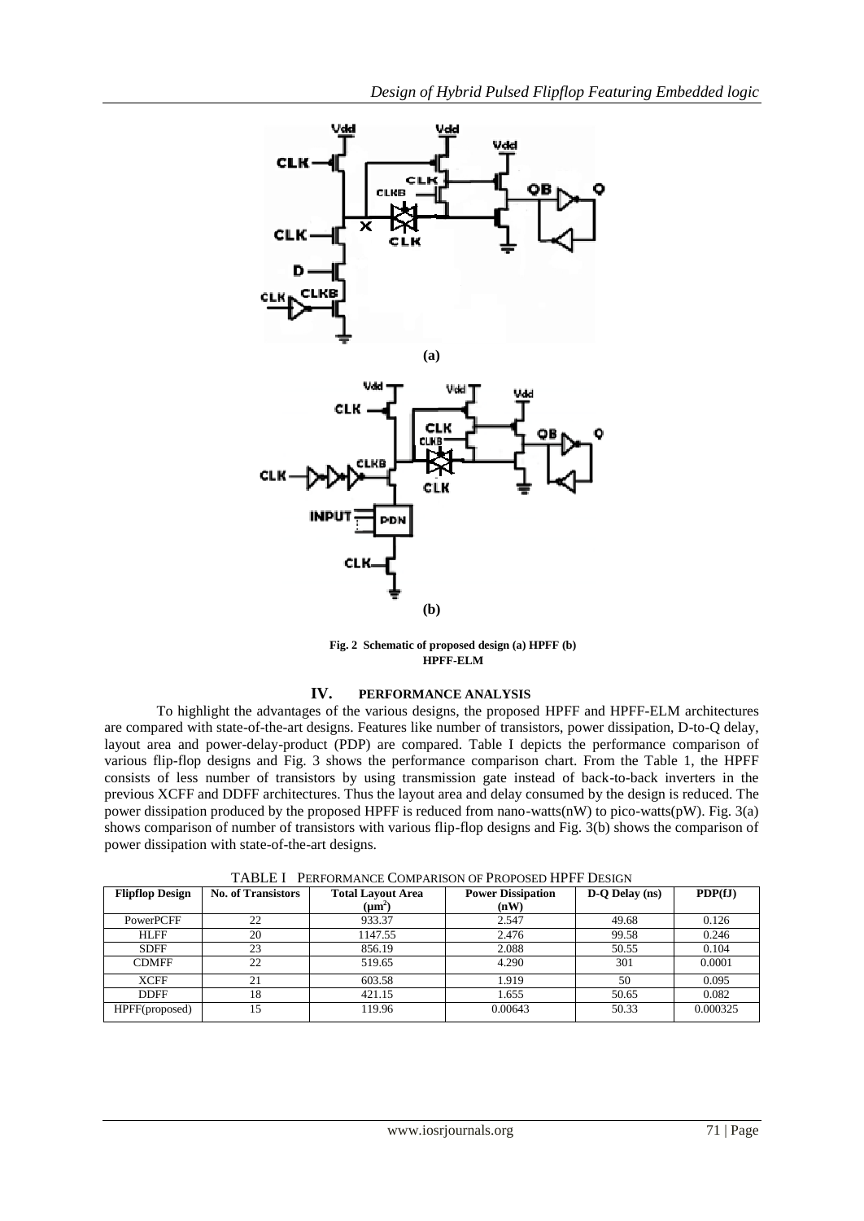**Fig. 2 Schematic of proposed design (a) HPFF (b) HPFF-ELM**

## IV. PERFORMANCE ANALYSIS

To highlight the advantages of the various designs, the proposed HPFF and HPFF-ELM architectures are compared with state-of-the-art designs. Features like number of transistors, power dissipation, D-to-Q delay, layout area and power-delay-product (PDP) are compared. Table I depicts the performance comparison of various flip-flop designs and Fig. 3 shows the performance comparison chart. From the Table 1, the HPFF consists of less number of transistors by using transmission gate instead of back-to-back inverters in the previous XCFF and DDFF architectures. Thus the layout area and delay consumed by the design is reduced. The power dissipation produced by the proposed HPFF is reduced from nano-watts(nW) to pico-watts(pW). Fig. 3(a) shows comparison of number of transistors with various flip-flop designs and Fig. 3(b) shows the comparison of power dissipation with state-of-the-art designs.

TABLE I PERFORMANCE COMPARISON OF PROPOSED HPFF DESIGN

| Flipflop Design | No. of Transistors | Total Layout Area ($\mu m^2$) | Power Dissipation (nW) | D-Q Delay (ns) | PDP(fJ) |
|---|---|---|---|---|---|
| PowerPCFF | 22 | 933.37 | 2.547 | 49.68 | 0.126 |
| HLFF | 20 | 1147.55 | 2.476 | 99.58 | 0.246 |
| SDFF | 23 | 856.19 | 2.088 | 50.55 | 0.104 |
| CDMFF | 22 | 519.65 | 4.290 | 301 | 0.0001 |
| XCFF | 21 | 603.58 | 1.919 | 50 | 0.095 |
| DDFF | 18 | 421.15 | 1.655 | 50.65 | 0.082 |
| HPFF(proposed) | 15 | 119.96 | 0.00643 | 50.33 | 0.000325 |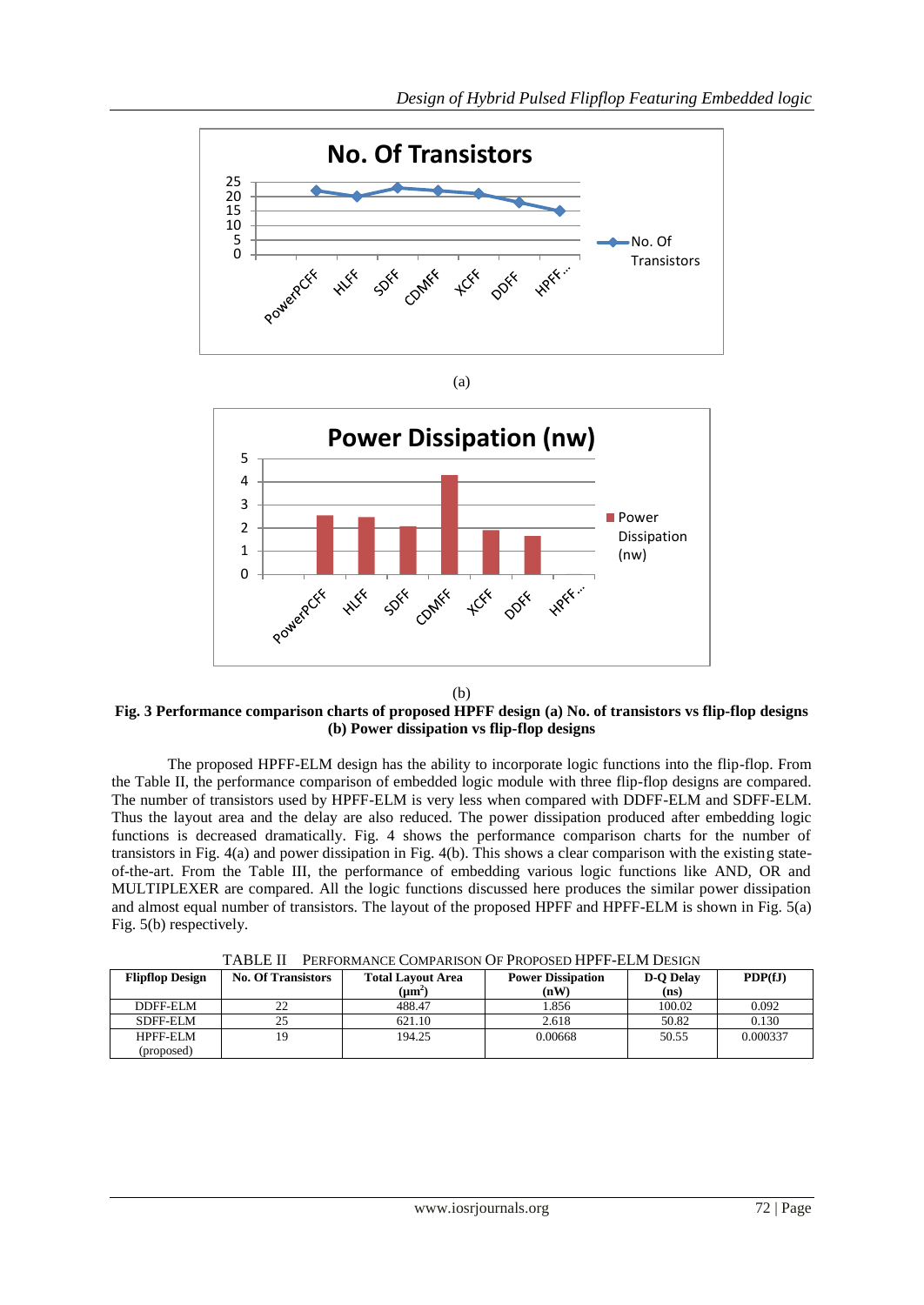(a)

(b)

**Fig. 3 Performance comparison charts of proposed HPFF design (a) No. of transistors vs flip-flop designs (b) Power dissipation vs flip-flop designs**

The proposed HPFF-ELM design has the ability to incorporate logic functions into the flip-flop. From the Table II, the performance comparison of embedded logic module with three flip-flop designs are compared. The number of transistors used by HPFF-ELM is very less when compared with DDFF-ELM and SDFF-ELM. Thus the layout area and the delay are also reduced. The power dissipation produced after embedding logic functions is decreased dramatically. Fig. 4 shows the performance comparison charts for the number of transistors in Fig. 4(a) and power dissipation in Fig. 4(b). This shows a clear comparison with the existing state-of-the-art. From the Table III, the performance of embedding various logic functions like AND, OR and MULTIPLEXER are compared. All the logic functions discussed here produces the similar power dissipation and almost equal number of transistors. The layout of the proposed HPFF and HPFF-ELM is shown in Fig. 5(a) Fig. 5(b) respectively.

TABLE II  PERFORMANCE COMPARISON OF PROPOSED HPFF-ELM DESIGN

| Flipflop Design | No. Of Transistors | Total Layout Area ($\mu m^2$) | Power Dissipation (nW) | D-Q Delay (ns) | PDP(fJ) |
|---|---|---|---|---|---|
| DDFF-ELM | 22 | 488.47 | 1.856 | 100.02 | 0.092 |
| SDFF-ELM | 25 | 621.10 | 2.618 | 50.82 | 0.130 |
| HPFF-ELM (proposed) | 19 | 194.25 | 0.00668 | 50.55 | 0.000337 |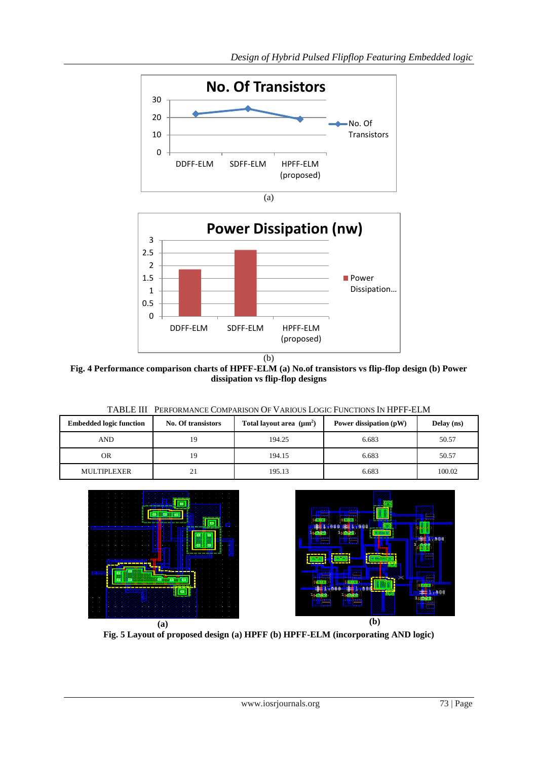(a)

(b)

**Fig. 4 Performance comparison charts of HPFF-ELM (a) No.of transistors vs flip-flop design (b) Power dissipation vs flip-flop designs**

TABLE III PERFORMANCE COMPARISON OF VARIOUS LOGIC FUNCTIONS IN HPFF-ELM

| Embedded logic function | No. Of transistors | Total layout area ($\mu m^2$) | Power dissipation (pW) | Delay (ns) |
|---|---|---|---|---|
| AND | 19 | 194.25 | 6.683 | 50.57 |
| OR | 19 | 194.15 | 6.683 | 50.57 |
| MULTIPLEXER | 21 | 195.13 | 6.683 | 100.02 |

**(a)** **(b)**

**Fig. 5 Layout of proposed design (a) HPFF (b) HPFF-ELM (incorporating AND logic)**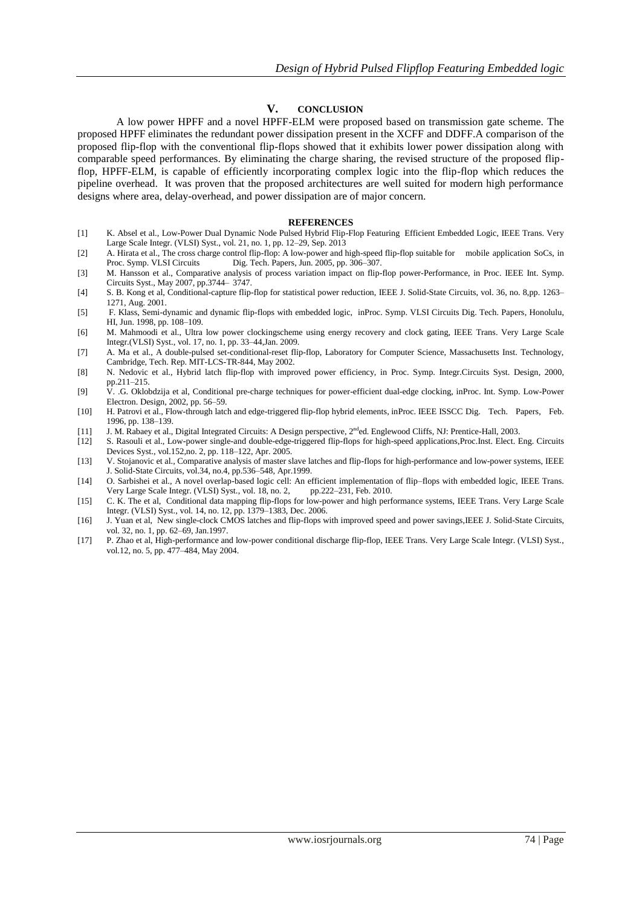## V. CONCLUSION

A low power HPFF and a novel HPFF-ELM were proposed based on transmission gate scheme. The proposed HPFF eliminates the redundant power dissipation present in the XCFF and DDFF.A comparison of the proposed flip-flop with the conventional flip-flops showed that it exhibits lower power dissipation along with comparable speed performances. By eliminating the charge sharing, the revised structure of the proposed flip-flop, HPFF-ELM, is capable of efficiently incorporating complex logic into the flip-flop which reduces the pipeline overhead. It was proven that the proposed architectures are well suited for modern high performance designs where area, delay-overhead, and power dissipation are of major concern.

## REFERENCES

[1] K. Absel et al., Low-Power Dual Dynamic Node Pulsed Hybrid Flip-Flop Featuring Efficient Embedded Logic, IEEE Trans. Very Large Scale Integr. (VLSI) Syst., vol. 21, no. 1, pp. 12–29, Sep. 2013

[2] A. Hirata et al., The cross charge control flip-flop: A low-power and high-speed flip-flop suitable for mobile application SoCs, in Proc. Symp. VLSI Circuits Dig. Tech. Papers, Jun. 2005, pp. 306–307.

[3] M. Hansson et al., Comparative analysis of process variation impact on flip-flop power-Performance, in Proc. IEEE Int. Symp. Circuits Syst., May 2007, pp.3744– 3747.

[4] S. B. Kong et al, Conditional-capture flip-flop for statistical power reduction, IEEE J. Solid-State Circuits, vol. 36, no. 8,pp. 1263–1271, Aug. 2001.

[5] F. Klass, Semi-dynamic and dynamic flip-flops with embedded logic, inProc. Symp. VLSI Circuits Dig. Tech. Papers, Honolulu, HI, Jun. 1998, pp. 108–109.

[6] M. Mahmoodi et al., Ultra low power clockingscheme using energy recovery and clock gating, IEEE Trans. Very Large Scale Integr.(VLSI) Syst., vol. 17, no. 1, pp. 33–44,Jan. 2009.

[7] A. Ma et al., A double-pulsed set-conditional-reset flip-flop, Laboratory for Computer Science, Massachusetts Inst. Technology, Cambridge, Tech. Rep. MIT-LCS-TR-844, May 2002.

[8] N. Nedovic et al., Hybrid latch flip-flop with improved power efficiency, in Proc. Symp. Integr.Circuits Syst. Design, 2000, pp.211–215.

[9] V. .G. Oklobdzija et al, Conditional pre-charge techniques for power-efficient dual-edge clocking, inProc. Int. Symp. Low-Power Electron. Design, 2002, pp. 56–59.

[10] H. Patrovi et al., Flow-through latch and edge-triggered flip-flop hybrid elements, inProc. IEEE ISSCC Dig. Tech. Papers, Feb. 1996, pp. 138–139.

[11] J. M. Rabaey et al., Digital Integrated Circuits: A Design perspective, 2nd ed. Englewood Cliffs, NJ: Prentice-Hall, 2003.

[12] S. Rasouli et al., Low-power single-and double-edge-triggered flip-flops for high-speed applications,Proc.Inst. Elect. Eng. Circuits Devices Syst., vol.152,no. 2, pp. 118–122, Apr. 2005.

[13] V. Stojanovic et al., Comparative analysis of master slave latches and flip-flops for high-performance and low-power systems, IEEE J. Solid-State Circuits, vol.34, no.4, pp.536–548, Apr.1999.

[14] O. Sarbishei et al., A novel overlap-based logic cell: An efficient implementation of flip–flops with embedded logic, IEEE Trans. Very Large Scale Integr. (VLSI) Syst., vol. 18, no. 2, pp.222–231, Feb. 2010.

[15] C. K. The et al, Conditional data mapping flip-flops for low-power and high performance systems, IEEE Trans. Very Large Scale Integr. (VLSI) Syst., vol. 14, no. 12, pp. 1379–1383, Dec. 2006.

[16] J. Yuan et al, New single-clock CMOS latches and flip-flops with improved speed and power savings,IEEE J. Solid-State Circuits, vol. 32, no. 1, pp. 62–69, Jan.1997.

[17] P. Zhao et al, High-performance and low-power conditional discharge flip-flop, IEEE Trans. Very Large Scale Integr. (VLSI) Syst., vol.12, no. 5, pp. 477–484, May 2004.